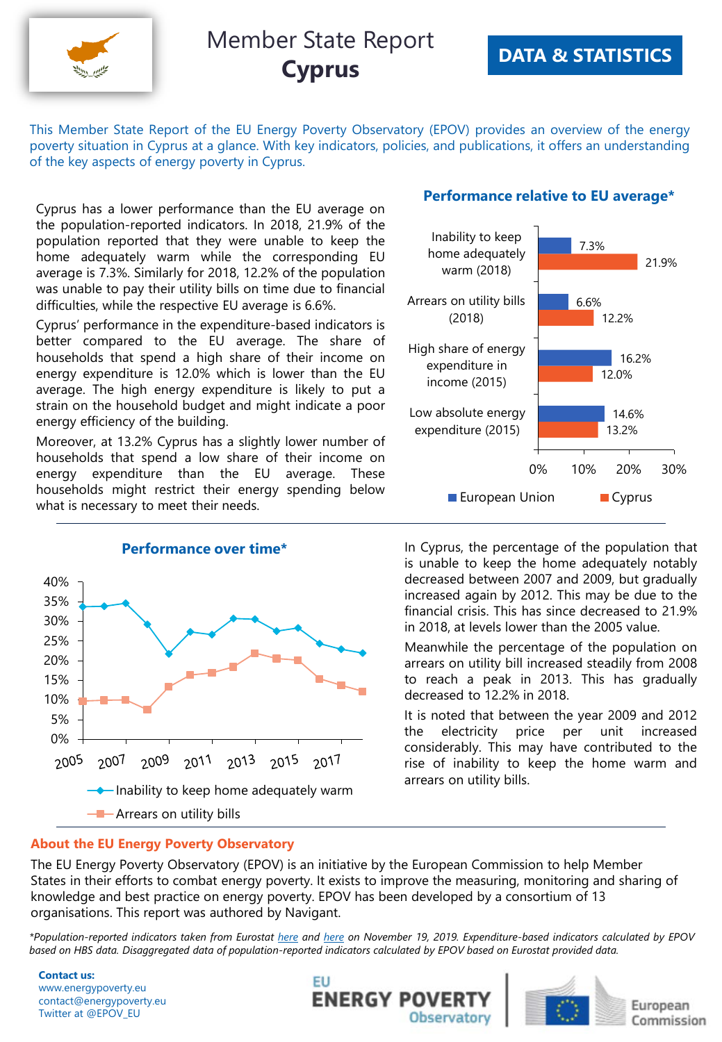# Member State Report
# Cyprus

**DATA & STATISTICS**

This Member State Report of the EU Energy Poverty Observatory (EPOV) provides an overview of the energy poverty situation in Cyprus at a glance. With key indicators, policies, and publications, it offers an understanding of the key aspects of energy poverty in Cyprus.

Cyprus has a lower performance than the EU average on the population-reported indicators. In 2018, 21.9% of the population reported that they were unable to keep the home adequately warm while the corresponding EU average is 7.3%. Similarly for 2018, 12.2% of the population was unable to pay their utility bills on time due to financial difficulties, while the respective EU average is 6.6%.

Cyprus' performance in the expenditure-based indicators is better compared to the EU average. The share of households that spend a high share of their income on energy expenditure is 12.0% which is lower than the EU average. The high energy expenditure is likely to put a strain on the household budget and might indicate a poor energy efficiency of the building.

Moreover, at 13.2% Cyprus has a slightly lower number of households that spend a low share of their income on energy expenditure than the EU average. These households might restrict their energy spending below what is necessary to meet their needs.

### Performance relative to EU average*

| Indicator | European Union | Cyprus |
|---|---|---|
| Inability to keep home adequately warm (2018) | 7.3% | 21.9% |
| Arrears on utility bills (2018) | 6.6% | 12.2% |
| High share of energy expenditure in income (2015) | 16.2% | 12.0% |
| Low absolute energy expenditure (2015) | 14.6% | 13.2% |

### Performance over time*

In Cyprus, the percentage of the population that is unable to keep the home adequately notably decreased between 2007 and 2009, but gradually increased again by 2012. This may be due to the financial crisis. This has since decreased to 21.9% in 2018, at levels lower than the 2005 value.

Meanwhile the percentage of the population on arrears on utility bill increased steadily from 2008 to reach a peak in 2013. This has gradually decreased to 12.2% in 2018.

It is noted that between the year 2009 and 2012 the electricity price per unit increased considerably. This may have contributed to the rise of inability to keep the home warm and arrears on utility bills.

## About the EU Energy Poverty Observatory

The EU Energy Poverty Observatory (EPOV) is an initiative by the European Commission to help Member States in their efforts to combat energy poverty. It exists to improve the measuring, monitoring and sharing of knowledge and best practice on energy poverty. EPOV has been developed by a consortium of 13 organisations. This report was authored by Navigant.

*\*Population-reported indicators taken from Eurostat here and here on November 19, 2019. Expenditure-based indicators calculated by EPOV based on HBS data. Disaggregated data of population-reported indicators calculated by EPOV based on Eurostat provided data.*

**Contact us:**
www.energypoverty.eu
contact@energypoverty.eu
Twitter at @EPOV_EU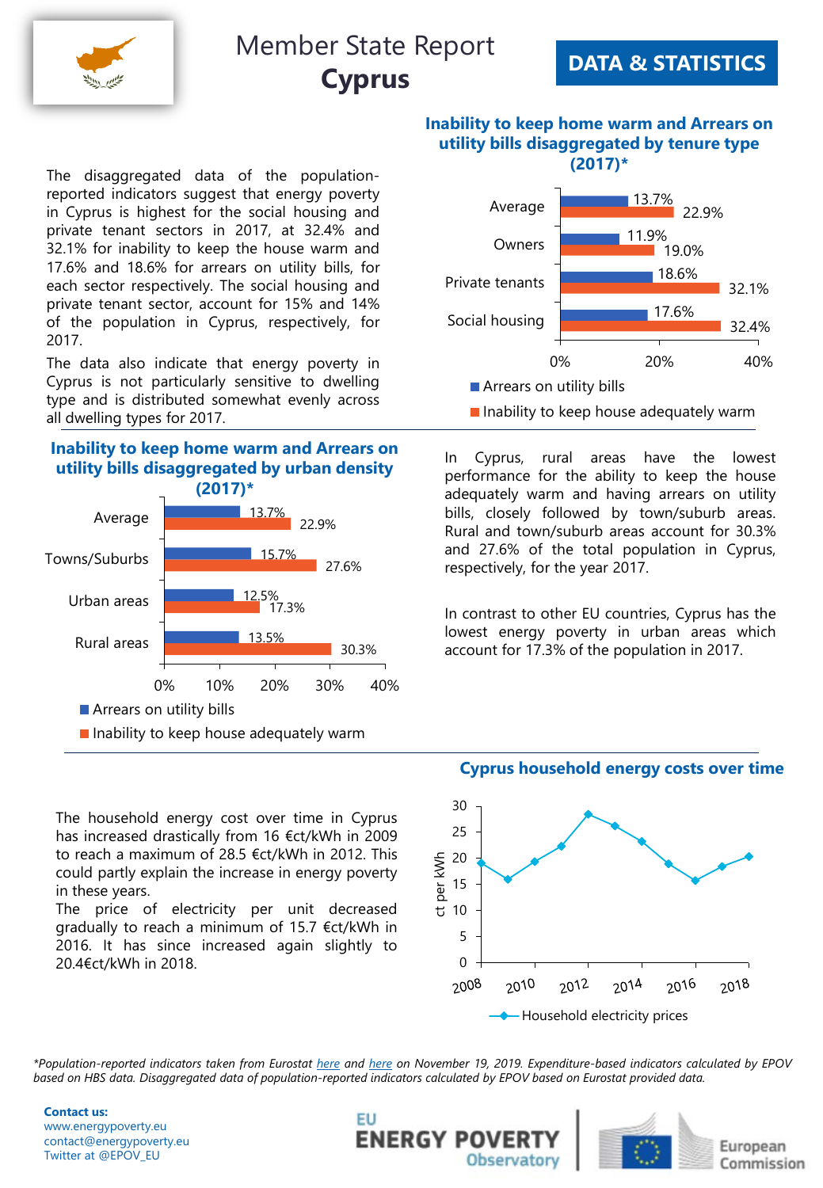# Member State Report
# Cyprus

**DATA & STATISTICS**

The disaggregated data of the population-reported indicators suggest that energy poverty in Cyprus is highest for the social housing and private tenant sectors in 2017, at 32.4% and 32.1% for inability to keep the house warm and 17.6% and 18.6% for arrears on utility bills, for each sector respectively. The social housing and private tenant sector, account for 15% and 14% of the population in Cyprus, respectively, for 2017.

The data also indicate that energy poverty in Cyprus is not particularly sensitive to dwelling type and is distributed somewhat evenly across all dwelling types for 2017.

### Inability to keep home warm and Arrears on utility bills disaggregated by tenure type (2017)*

| | Arrears on utility bills | Inability to keep house adequately warm |
|---|---|---|
| Average | 13.7% | 22.9% |
| Owners | 11.9% | 19.0% |
| Private tenants | 18.6% | 32.1% |
| Social housing | 17.6% | 32.4% |

### Inability to keep home warm and Arrears on utility bills disaggregated by urban density (2017)*

| | Arrears on utility bills | Inability to keep house adequately warm |
|---|---|---|
| Average | 13.7% | 22.9% |
| Towns/Suburbs | 15.7% | 27.6% |
| Urban areas | 12.5% | 17.3% |
| Rural areas | 13.5% | 30.3% |

In Cyprus, rural areas have the lowest performance for the ability to keep the house adequately warm and having arrears on utility bills, closely followed by town/suburb areas. Rural and town/suburb areas account for 30.3% and 27.6% of the total population in Cyprus, respectively, for the year 2017.

In contrast to other EU countries, Cyprus has the lowest energy poverty in urban areas which account for 17.3% of the population in 2017.

The household energy cost over time in Cyprus has increased drastically from 16 €ct/kWh in 2009 to reach a maximum of 28.5 €ct/kWh in 2012. This could partly explain the increase in energy poverty in these years.

The price of electricity per unit decreased gradually to reach a minimum of 15.7 €ct/kWh in 2016. It has since increased again slightly to 20.4€ct/kWh in 2018.

### Cyprus household energy costs over time

Household electricity prices (ct per kWh), 2008–2018

*\*Population-reported indicators taken from Eurostat here and here on November 19, 2019. Expenditure-based indicators calculated by EPOV based on HBS data. Disaggregated data of population-reported indicators calculated by EPOV based on Eurostat provided data.*

**Contact us:**
www.energypoverty.eu
contact@energypoverty.eu
Twitter at @EPOV_EU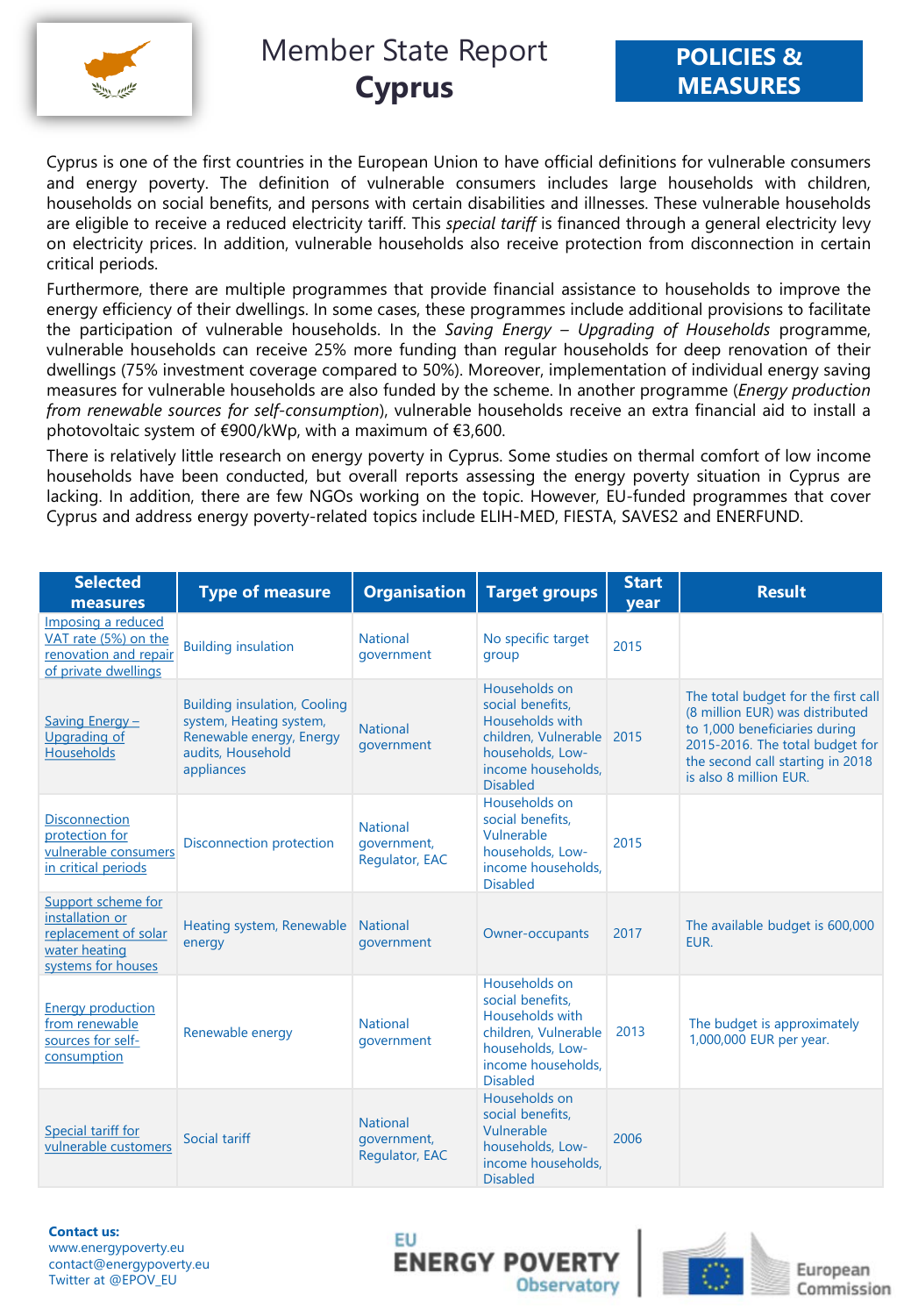# Member State Report
# Cyprus

**POLICIES & MEASURES**

Cyprus is one of the first countries in the European Union to have official definitions for vulnerable consumers and energy poverty. The definition of vulnerable consumers includes large households with children, households on social benefits, and persons with certain disabilities and illnesses. These vulnerable households are eligible to receive a reduced electricity tariff. This *special tariff* is financed through a general electricity levy on electricity prices. In addition, vulnerable households also receive protection from disconnection in certain critical periods.

Furthermore, there are multiple programmes that provide financial assistance to households to improve the energy efficiency of their dwellings. In some cases, these programmes include additional provisions to facilitate the participation of vulnerable households. In the *Saving Energy – Upgrading of Households* programme, vulnerable households can receive 25% more funding than regular households for deep renovation of their dwellings (75% investment coverage compared to 50%). Moreover, implementation of individual energy saving measures for vulnerable households are also funded by the scheme. In another programme (*Energy production from renewable sources for self-consumption*), vulnerable households receive an extra financial aid to install a photovoltaic system of €900/kWp, with a maximum of €3,600.

There is relatively little research on energy poverty in Cyprus. Some studies on thermal comfort of low income households have been conducted, but overall reports assessing the energy poverty situation in Cyprus are lacking. In addition, there are few NGOs working on the topic. However, EU-funded programmes that cover Cyprus and address energy poverty-related topics include ELIH-MED, FIESTA, SAVES2 and ENERFUND.

| Selected measures | Type of measure | Organisation | Target groups | Start year | Result |
|---|---|---|---|---|---|
| Imposing a reduced VAT rate (5%) on the renovation and repair of private dwellings | Building insulation | National government | No specific target group | 2015 | |
| Saving Energy – Upgrading of Households | Building insulation, Cooling system, Heating system, Renewable energy, Energy audits, Household appliances | National government | Households on social benefits, Households with children, Vulnerable households, Low-income households, Disabled | 2015 | The total budget for the first call (8 million EUR) was distributed to 1,000 beneficiaries during 2015-2016. The total budget for the second call starting in 2018 is also 8 million EUR. |
| Disconnection protection for vulnerable consumers in critical periods | Disconnection protection | National government, Regulator, EAC | Households on social benefits, Vulnerable households, Low-income households, Disabled | 2015 | |
| Support scheme for installation or replacement of solar water heating systems for houses | Heating system, Renewable energy | National government | Owner-occupants | 2017 | The available budget is 600,000 EUR. |
| Energy production from renewable sources for self-consumption | Renewable energy | National government | Households on social benefits, Households with children, Vulnerable households, Low-income households, Disabled | 2013 | The budget is approximately 1,000,000 EUR per year. |
| Special tariff for vulnerable customers | Social tariff | National government, Regulator, EAC | Households on social benefits, Vulnerable households, Low-income households, Disabled | 2006 | |

**Contact us:**
www.energypoverty.eu
contact@energypoverty.eu
Twitter at @EPOV_EU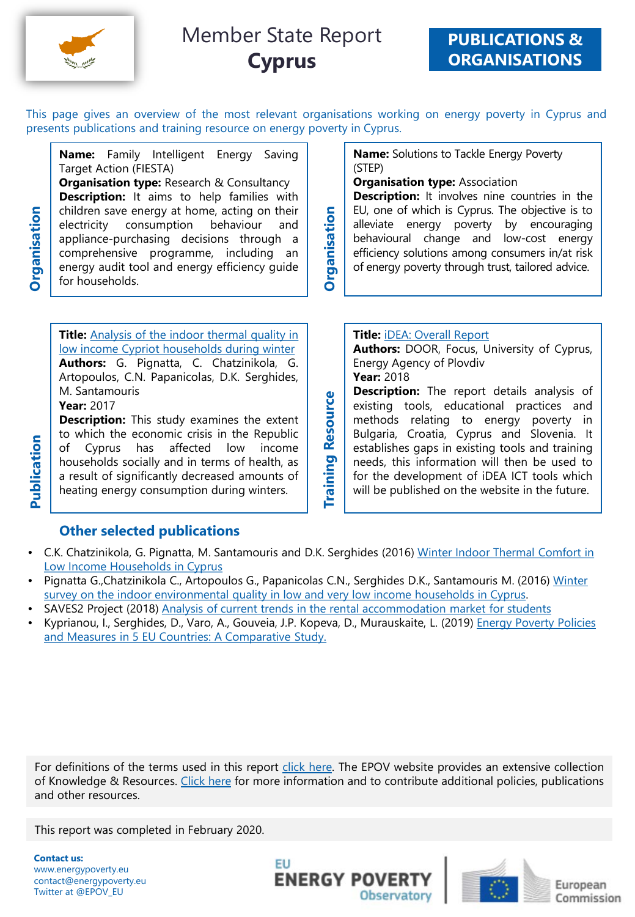# Member State Report **Cyprus**

**PUBLICATIONS & ORGANISATIONS**

This page gives an overview of the most relevant organisations working on energy poverty in Cyprus and presents publications and training resource on energy poverty in Cyprus.

**Organisation**

**Name:** Family Intelligent Energy Saving Target Action (FIESTA)
**Organisation type:** Research & Consultancy
**Description:** It aims to help families with children save energy at home, acting on their electricity consumption behaviour and appliance-purchasing decisions through a comprehensive programme, including an energy audit tool and energy efficiency guide for households.

**Organisation**

**Name:** Solutions to Tackle Energy Poverty (STEP)
**Organisation type:** Association
**Description:** It involves nine countries in the EU, one of which is Cyprus. The objective is to alleviate energy poverty by encouraging behavioural change and low-cost energy efficiency solutions among consumers in/at risk of energy poverty through trust, tailored advice.

**Publication**

**Title:** Analysis of the indoor thermal quality in low income Cypriot households during winter
**Authors:** G. Pignatta, C. Chatzinikola, G. Artopoulos, C.N. Papanicolas, D.K. Serghides, M. Santamouris
**Year:** 2017
**Description:** This study examines the extent to which the economic crisis in the Republic of Cyprus has affected low income households socially and in terms of health, as a result of significantly decreased amounts of heating energy consumption during winters.

**Training Resource**

**Title:** iDEA: Overall Report
**Authors:** DOOR, Focus, University of Cyprus, Energy Agency of Plovdiv
**Year:** 2018
**Description:** The report details analysis of existing tools, educational practices and methods relating to energy poverty in Bulgaria, Croatia, Cyprus and Slovenia. It establishes gaps in existing tools and training needs, this information will then be used to for the development of iDEA ICT tools which will be published on the website in the future.

## Other selected publications

- C.K. Chatzinikola, G. Pignatta, M. Santamouris and D.K. Serghides (2016) Winter Indoor Thermal Comfort in Low Income Households in Cyprus
- Pignatta G.,Chatzinikola C., Artopoulos G., Papanicolas C.N., Serghides D.K., Santamouris M. (2016) Winter survey on the indoor environmental quality in low and very low income households in Cyprus.
- SAVES2 Project (2018) Analysis of current trends in the rental accommodation market for students
- Kyprianou, I., Serghides, D., Varo, A., Gouveia, J.P. Kopeva, D., Murauskaite, L. (2019) Energy Poverty Policies and Measures in 5 EU Countries: A Comparative Study.

For definitions of the terms used in this report click here. The EPOV website provides an extensive collection of Knowledge & Resources. Click here for more information and to contribute additional policies, publications and other resources.

This report was completed in February 2020.

**Contact us:**
www.energypoverty.eu
contact@energypoverty.eu
Twitter at @EPOV_EU

EU ENERGY POVERTY Observatory | European Commission